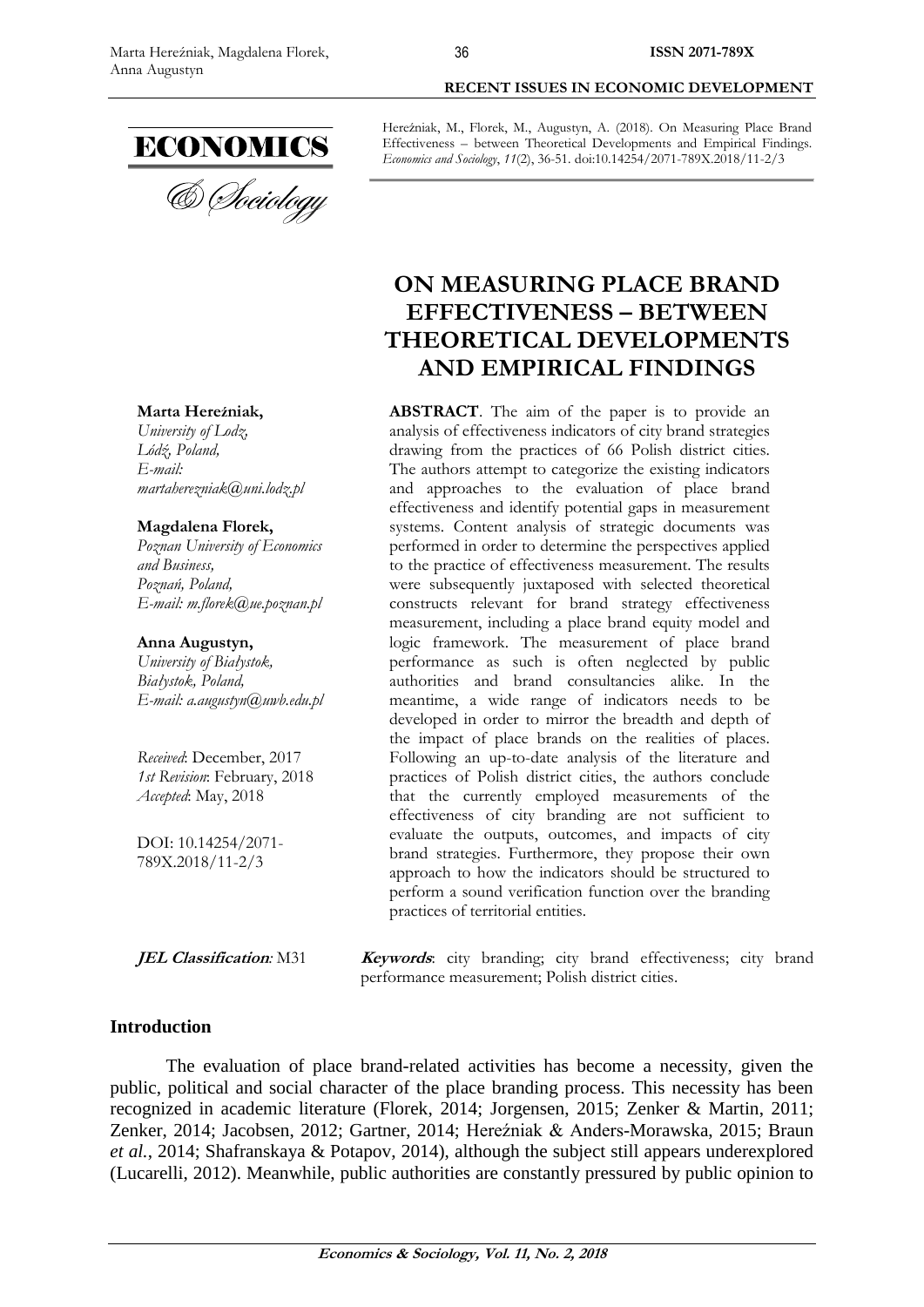Hereźniak, M., Florek, M., Augustyn, A. (2018). On Measuring Place Brand Effectiveness – between Theoretical Developments and Empirical Findings. *Economics and Sociology*, *11*(2), 36-51. doi:10.14254/2071-789X.2018/11-2/3

# ON MEASURING PLACE BRAND EFFECTIVENESS – BETWEEN THEORETICAL DEVELOPMENTS AND EMPIRICAL FINDINGS

**Marta Hereźniak,**
*University of Lodz,*
*Łódź, Poland,*
*E-mail: martaherezniak@uni.lodz.pl*

**Magdalena Florek,**
*Poznan University of Economics and Business,*
*Poznań, Poland,*
*E-mail: m.florek@ue.poznan.pl*

**Anna Augustyn,**
*University of Białystok,*
*Białystok, Poland,*
*E-mail: a.augustyn@uwb.edu.pl*

*Received*: December, 2017
*1st Revision*: February, 2018
*Accepted*: May, 2018

DOI: 10.14254/2071-789X.2018/11-2/3

**ABSTRACT**. The aim of the paper is to provide an analysis of effectiveness indicators of city brand strategies drawing from the practices of 66 Polish district cities. The authors attempt to categorize the existing indicators and approaches to the evaluation of place brand effectiveness and identify potential gaps in measurement systems. Content analysis of strategic documents was performed in order to determine the perspectives applied to the practice of effectiveness measurement. The results were subsequently juxtaposed with selected theoretical constructs relevant for brand strategy effectiveness measurement, including a place brand equity model and logic framework. The measurement of place brand performance as such is often neglected by public authorities and brand consultancies alike. In the meantime, a wide range of indicators needs to be developed in order to mirror the breadth and depth of the impact of place brands on the realities of places. Following an up-to-date analysis of the literature and practices of Polish district cities, the authors conclude that the currently employed measurements of the effectiveness of city branding are not sufficient to evaluate the outputs, outcomes, and impacts of city brand strategies. Furthermore, they propose their own approach to how the indicators should be structured to perform a sound verification function over the branding practices of territorial entities.

***JEL Classification*:** M31

***Keywords***: city branding; city brand effectiveness; city brand performance measurement; Polish district cities.

## Introduction

The evaluation of place brand-related activities has become a necessity, given the public, political and social character of the place branding process. This necessity has been recognized in academic literature (Florek, 2014; Jorgensen, 2015; Zenker & Martin, 2011; Zenker, 2014; Jacobsen, 2012; Gartner, 2014; Hereźniak & Anders-Morawska, 2015; Braun *et al.*, 2014; Shafranskaya & Potapov, 2014), although the subject still appears underexplored (Lucarelli, 2012). Meanwhile, public authorities are constantly pressured by public opinion to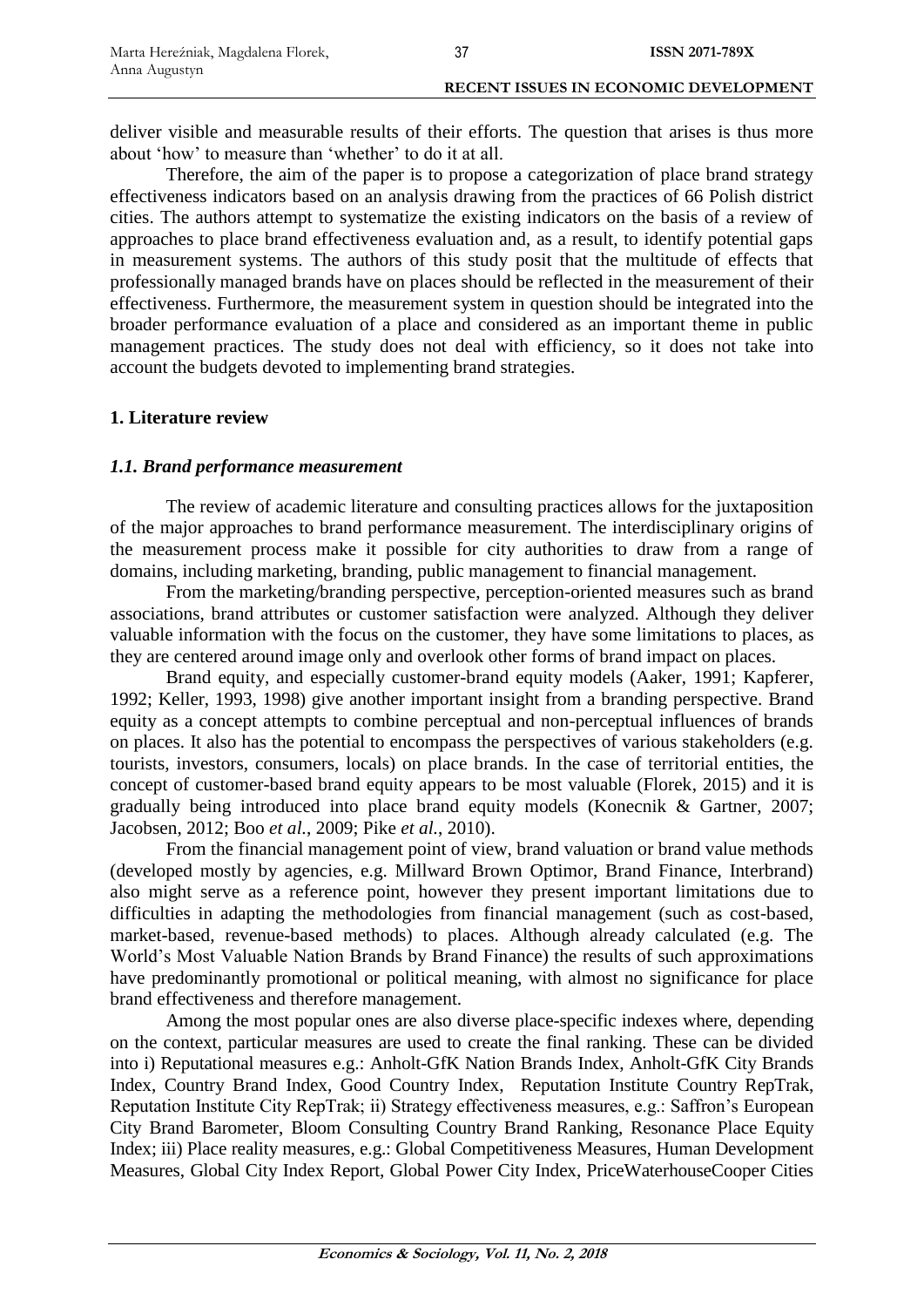deliver visible and measurable results of their efforts. The question that arises is thus more about 'how' to measure than 'whether' to do it at all.

Therefore, the aim of the paper is to propose a categorization of place brand strategy effectiveness indicators based on an analysis drawing from the practices of 66 Polish district cities. The authors attempt to systematize the existing indicators on the basis of a review of approaches to place brand effectiveness evaluation and, as a result, to identify potential gaps in measurement systems. The authors of this study posit that the multitude of effects that professionally managed brands have on places should be reflected in the measurement of their effectiveness. Furthermore, the measurement system in question should be integrated into the broader performance evaluation of a place and considered as an important theme in public management practices. The study does not deal with efficiency, so it does not take into account the budgets devoted to implementing brand strategies.

## 1. Literature review

### *1.1. Brand performance measurement*

The review of academic literature and consulting practices allows for the juxtaposition of the major approaches to brand performance measurement. The interdisciplinary origins of the measurement process make it possible for city authorities to draw from a range of domains, including marketing, branding, public management to financial management.

From the marketing/branding perspective, perception-oriented measures such as brand associations, brand attributes or customer satisfaction were analyzed. Although they deliver valuable information with the focus on the customer, they have some limitations to places, as they are centered around image only and overlook other forms of brand impact on places.

Brand equity, and especially customer-brand equity models (Aaker, 1991; Kapferer, 1992; Keller, 1993, 1998) give another important insight from a branding perspective. Brand equity as a concept attempts to combine perceptual and non-perceptual influences of brands on places. It also has the potential to encompass the perspectives of various stakeholders (e.g. tourists, investors, consumers, locals) on place brands. In the case of territorial entities, the concept of customer-based brand equity appears to be most valuable (Florek, 2015) and it is gradually being introduced into place brand equity models (Konecnik & Gartner, 2007; Jacobsen, 2012; Boo *et al.*, 2009; Pike *et al.*, 2010).

From the financial management point of view, brand valuation or brand value methods (developed mostly by agencies, e.g. Millward Brown Optimor, Brand Finance, Interbrand) also might serve as a reference point, however they present important limitations due to difficulties in adapting the methodologies from financial management (such as cost-based, market-based, revenue-based methods) to places. Although already calculated (e.g. The World's Most Valuable Nation Brands by Brand Finance) the results of such approximations have predominantly promotional or political meaning, with almost no significance for place brand effectiveness and therefore management.

Among the most popular ones are also diverse place-specific indexes where, depending on the context, particular measures are used to create the final ranking. These can be divided into i) Reputational measures e.g.: Anholt-GfK Nation Brands Index, Anholt-GfK City Brands Index, Country Brand Index, Good Country Index, Reputation Institute Country RepTrak, Reputation Institute City RepTrak; ii) Strategy effectiveness measures, e.g.: Saffron's European City Brand Barometer, Bloom Consulting Country Brand Ranking, Resonance Place Equity Index; iii) Place reality measures, e.g.: Global Competitiveness Measures, Human Development Measures, Global City Index Report, Global Power City Index, PriceWaterhouseCooper Cities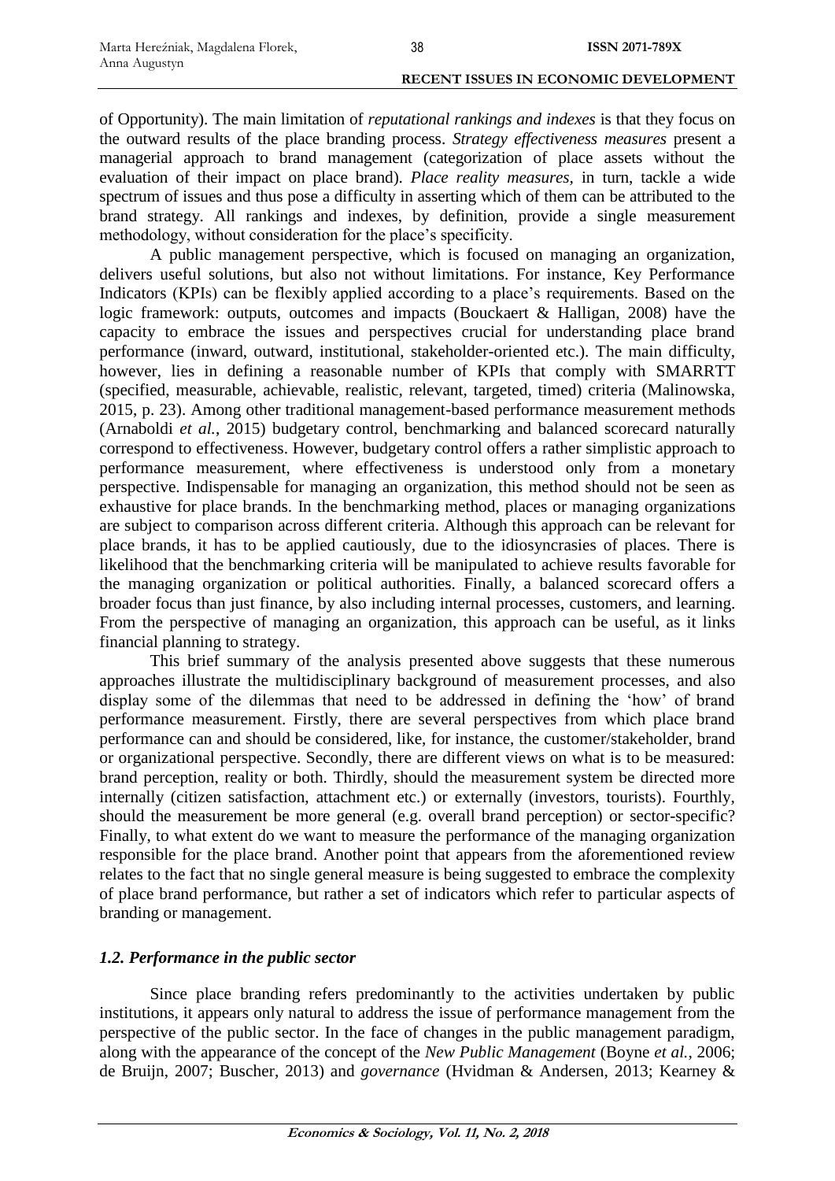of Opportunity). The main limitation of *reputational rankings and indexes* is that they focus on the outward results of the place branding process. *Strategy effectiveness measures* present a managerial approach to brand management (categorization of place assets without the evaluation of their impact on place brand). *Place reality measures*, in turn, tackle a wide spectrum of issues and thus pose a difficulty in asserting which of them can be attributed to the brand strategy. All rankings and indexes, by definition, provide a single measurement methodology, without consideration for the place's specificity.

A public management perspective, which is focused on managing an organization, delivers useful solutions, but also not without limitations. For instance, Key Performance Indicators (KPIs) can be flexibly applied according to a place's requirements. Based on the logic framework: outputs, outcomes and impacts (Bouckaert & Halligan, 2008) have the capacity to embrace the issues and perspectives crucial for understanding place brand performance (inward, outward, institutional, stakeholder-oriented etc.). The main difficulty, however, lies in defining a reasonable number of KPIs that comply with SMARRTT (specified, measurable, achievable, realistic, relevant, targeted, timed) criteria (Malinowska, 2015, p. 23). Among other traditional management-based performance measurement methods (Arnaboldi *et al.*, 2015) budgetary control, benchmarking and balanced scorecard naturally correspond to effectiveness. However, budgetary control offers a rather simplistic approach to performance measurement, where effectiveness is understood only from a monetary perspective. Indispensable for managing an organization, this method should not be seen as exhaustive for place brands. In the benchmarking method, places or managing organizations are subject to comparison across different criteria. Although this approach can be relevant for place brands, it has to be applied cautiously, due to the idiosyncrasies of places. There is likelihood that the benchmarking criteria will be manipulated to achieve results favorable for the managing organization or political authorities. Finally, a balanced scorecard offers a broader focus than just finance, by also including internal processes, customers, and learning. From the perspective of managing an organization, this approach can be useful, as it links financial planning to strategy.

This brief summary of the analysis presented above suggests that these numerous approaches illustrate the multidisciplinary background of measurement processes, and also display some of the dilemmas that need to be addressed in defining the 'how' of brand performance measurement. Firstly, there are several perspectives from which place brand performance can and should be considered, like, for instance, the customer/stakeholder, brand or organizational perspective. Secondly, there are different views on what is to be measured: brand perception, reality or both. Thirdly, should the measurement system be directed more internally (citizen satisfaction, attachment etc.) or externally (investors, tourists). Fourthly, should the measurement be more general (e.g. overall brand perception) or sector-specific? Finally, to what extent do we want to measure the performance of the managing organization responsible for the place brand. Another point that appears from the aforementioned review relates to the fact that no single general measure is being suggested to embrace the complexity of place brand performance, but rather a set of indicators which refer to particular aspects of branding or management.

### *1.2. Performance in the public sector*

Since place branding refers predominantly to the activities undertaken by public institutions, it appears only natural to address the issue of performance management from the perspective of the public sector. In the face of changes in the public management paradigm, along with the appearance of the concept of the *New Public Management* (Boyne *et al.*, 2006; de Bruijn, 2007; Buscher, 2013) and *governance* (Hvidman & Andersen, 2013; Kearney &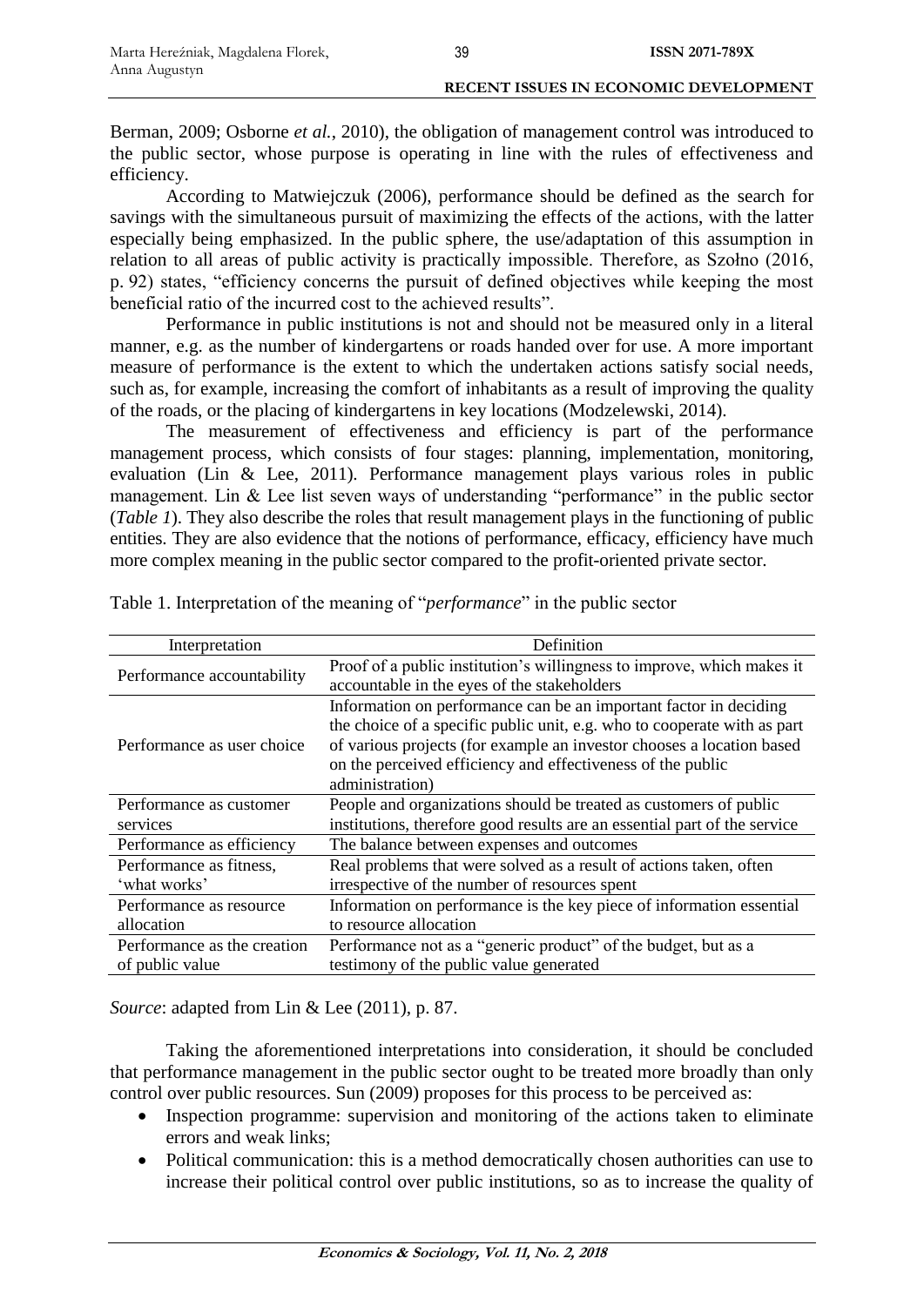Berman, 2009; Osborne *et al.*, 2010), the obligation of management control was introduced to the public sector, whose purpose is operating in line with the rules of effectiveness and efficiency.

According to Matwiejczuk (2006), performance should be defined as the search for savings with the simultaneous pursuit of maximizing the effects of the actions, with the latter especially being emphasized. In the public sphere, the use/adaptation of this assumption in relation to all areas of public activity is practically impossible. Therefore, as Szołno (2016, p. 92) states, "efficiency concerns the pursuit of defined objectives while keeping the most beneficial ratio of the incurred cost to the achieved results".

Performance in public institutions is not and should not be measured only in a literal manner, e.g. as the number of kindergartens or roads handed over for use. A more important measure of performance is the extent to which the undertaken actions satisfy social needs, such as, for example, increasing the comfort of inhabitants as a result of improving the quality of the roads, or the placing of kindergartens in key locations (Modzelewski, 2014).

The measurement of effectiveness and efficiency is part of the performance management process, which consists of four stages: planning, implementation, monitoring, evaluation (Lin & Lee, 2011). Performance management plays various roles in public management. Lin & Lee list seven ways of understanding "performance" in the public sector (*Table 1*). They also describe the roles that result management plays in the functioning of public entities. They are also evidence that the notions of performance, efficacy, efficiency have much more complex meaning in the public sector compared to the profit-oriented private sector.

Table 1. Interpretation of the meaning of "*performance*" in the public sector

| Interpretation | Definition |
|---|---|
| Performance accountability | Proof of a public institution's willingness to improve, which makes it accountable in the eyes of the stakeholders |
| Performance as user choice | Information on performance can be an important factor in deciding the choice of a specific public unit, e.g. who to cooperate with as part of various projects (for example an investor chooses a location based on the perceived efficiency and effectiveness of the public administration) |
| Performance as customer services | People and organizations should be treated as customers of public institutions, therefore good results are an essential part of the service |
| Performance as efficiency | The balance between expenses and outcomes |
| Performance as fitness, 'what works' | Real problems that were solved as a result of actions taken, often irrespective of the number of resources spent |
| Performance as resource allocation | Information on performance is the key piece of information essential to resource allocation |
| Performance as the creation of public value | Performance not as a "generic product" of the budget, but as a testimony of the public value generated |

*Source*: adapted from Lin & Lee (2011), p. 87.

Taking the aforementioned interpretations into consideration, it should be concluded that performance management in the public sector ought to be treated more broadly than only control over public resources. Sun (2009) proposes for this process to be perceived as:

- Inspection programme: supervision and monitoring of the actions taken to eliminate errors and weak links;
- Political communication: this is a method democratically chosen authorities can use to increase their political control over public institutions, so as to increase the quality of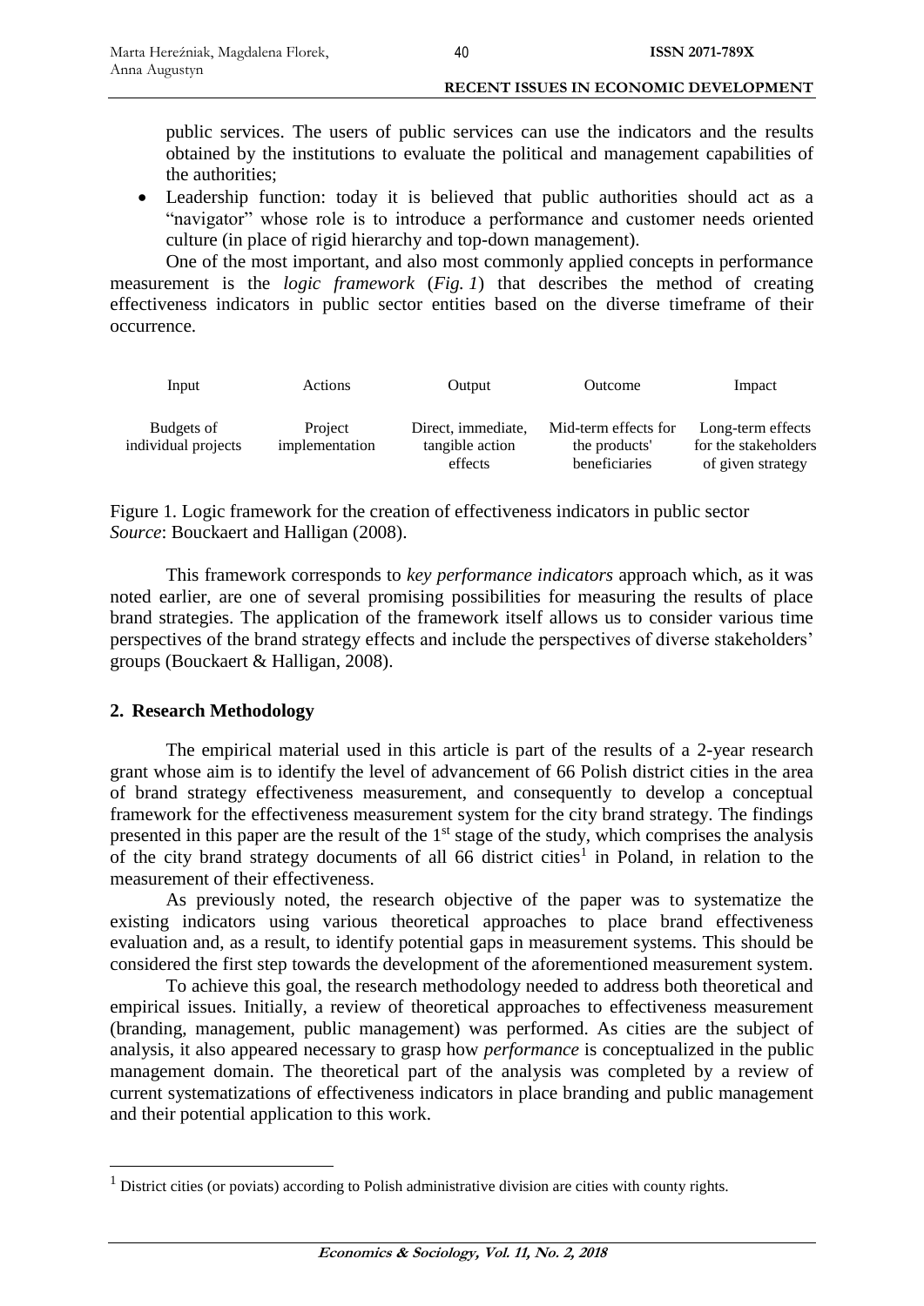public services. The users of public services can use the indicators and the results obtained by the institutions to evaluate the political and management capabilities of the authorities;

- Leadership function: today it is believed that public authorities should act as a "navigator" whose role is to introduce a performance and customer needs oriented culture (in place of rigid hierarchy and top-down management).

One of the most important, and also most commonly applied concepts in performance measurement is the *logic framework* (*Fig. 1*) that describes the method of creating effectiveness indicators in public sector entities based on the diverse timeframe of their occurrence.

| Input | Actions | Output | Outcome | Impact |
|---|---|---|---|---|
| Budgets of individual projects | Project implementation | Direct, immediate, tangible action effects | Mid-term effects for the products' beneficiaries | Long-term effects for the stakeholders of given strategy |

Figure 1. Logic framework for the creation of effectiveness indicators in public sector
*Source*: Bouckaert and Halligan (2008).

This framework corresponds to *key performance indicators* approach which, as it was noted earlier, are one of several promising possibilities for measuring the results of place brand strategies. The application of the framework itself allows us to consider various time perspectives of the brand strategy effects and include the perspectives of diverse stakeholders' groups (Bouckaert & Halligan, 2008).

## 2. Research Methodology

The empirical material used in this article is part of the results of a 2-year research grant whose aim is to identify the level of advancement of 66 Polish district cities in the area of brand strategy effectiveness measurement, and consequently to develop a conceptual framework for the effectiveness measurement system for the city brand strategy. The findings presented in this paper are the result of the 1st stage of the study, which comprises the analysis of the city brand strategy documents of all 66 district cities[1] in Poland, in relation to the measurement of their effectiveness.

As previously noted, the research objective of the paper was to systematize the existing indicators using various theoretical approaches to place brand effectiveness evaluation and, as a result, to identify potential gaps in measurement systems. This should be considered the first step towards the development of the aforementioned measurement system.

To achieve this goal, the research methodology needed to address both theoretical and empirical issues. Initially, a review of theoretical approaches to effectiveness measurement (branding, management, public management) was performed. As cities are the subject of analysis, it also appeared necessary to grasp how *performance* is conceptualized in the public management domain. The theoretical part of the analysis was completed by a review of current systematizations of effectiveness indicators in place branding and public management and their potential application to this work.

[1] District cities (or poviats) according to Polish administrative division are cities with county rights.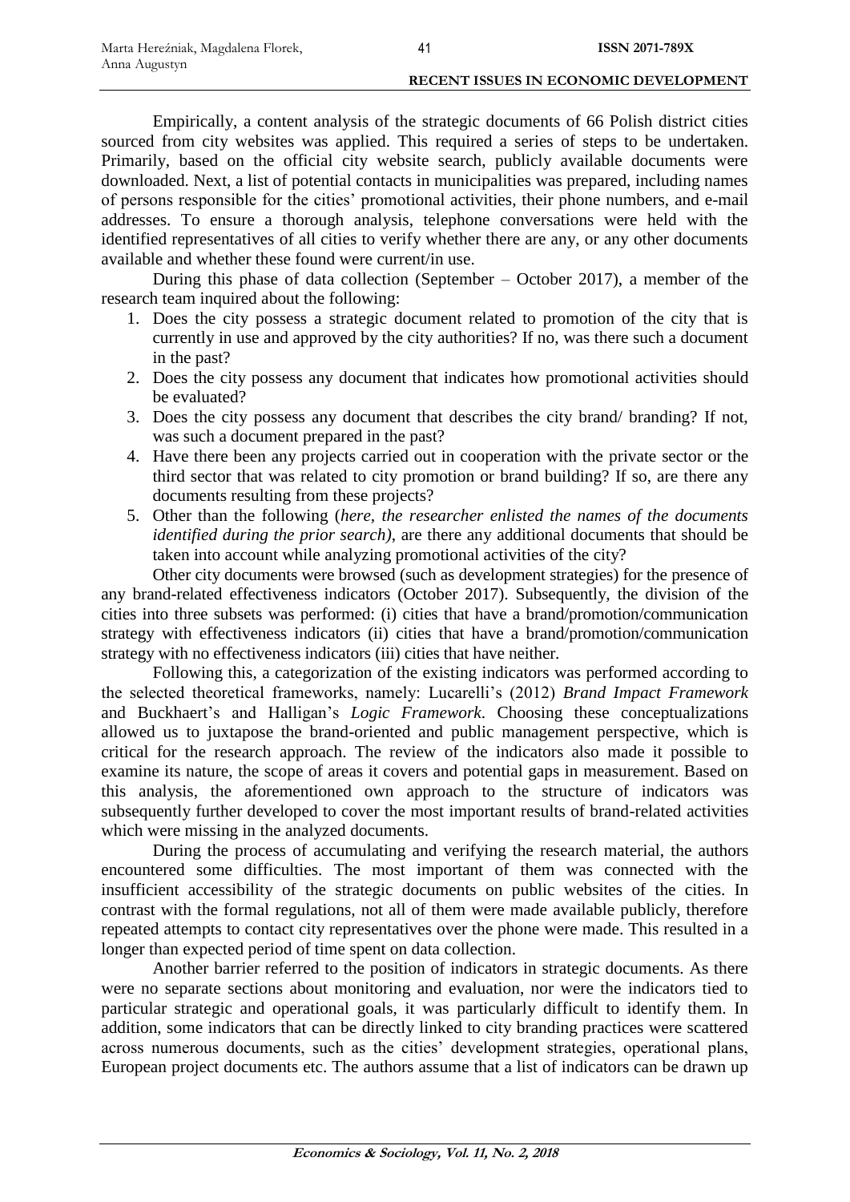Empirically, a content analysis of the strategic documents of 66 Polish district cities sourced from city websites was applied. This required a series of steps to be undertaken. Primarily, based on the official city website search, publicly available documents were downloaded. Next, a list of potential contacts in municipalities was prepared, including names of persons responsible for the cities' promotional activities, their phone numbers, and e-mail addresses. To ensure a thorough analysis, telephone conversations were held with the identified representatives of all cities to verify whether there are any, or any other documents available and whether these found were current/in use.

During this phase of data collection (September – October 2017), a member of the research team inquired about the following:

1. Does the city possess a strategic document related to promotion of the city that is currently in use and approved by the city authorities? If no, was there such a document in the past?
2. Does the city possess any document that indicates how promotional activities should be evaluated?
3. Does the city possess any document that describes the city brand/ branding? If not, was such a document prepared in the past?
4. Have there been any projects carried out in cooperation with the private sector or the third sector that was related to city promotion or brand building? If so, are there any documents resulting from these projects?
5. Other than the following (*here, the researcher enlisted the names of the documents identified during the prior search)*, are there any additional documents that should be taken into account while analyzing promotional activities of the city?

Other city documents were browsed (such as development strategies) for the presence of any brand-related effectiveness indicators (October 2017). Subsequently, the division of the cities into three subsets was performed: (i) cities that have a brand/promotion/communication strategy with effectiveness indicators (ii) cities that have a brand/promotion/communication strategy with no effectiveness indicators (iii) cities that have neither.

Following this, a categorization of the existing indicators was performed according to the selected theoretical frameworks, namely: Lucarelli's (2012) *Brand Impact Framework* and Buckhaert's and Halligan's *Logic Framework*. Choosing these conceptualizations allowed us to juxtapose the brand-oriented and public management perspective, which is critical for the research approach. The review of the indicators also made it possible to examine its nature, the scope of areas it covers and potential gaps in measurement. Based on this analysis, the aforementioned own approach to the structure of indicators was subsequently further developed to cover the most important results of brand-related activities which were missing in the analyzed documents.

During the process of accumulating and verifying the research material, the authors encountered some difficulties. The most important of them was connected with the insufficient accessibility of the strategic documents on public websites of the cities. In contrast with the formal regulations, not all of them were made available publicly, therefore repeated attempts to contact city representatives over the phone were made. This resulted in a longer than expected period of time spent on data collection.

Another barrier referred to the position of indicators in strategic documents. As there were no separate sections about monitoring and evaluation, nor were the indicators tied to particular strategic and operational goals, it was particularly difficult to identify them. In addition, some indicators that can be directly linked to city branding practices were scattered across numerous documents, such as the cities' development strategies, operational plans, European project documents etc. The authors assume that a list of indicators can be drawn up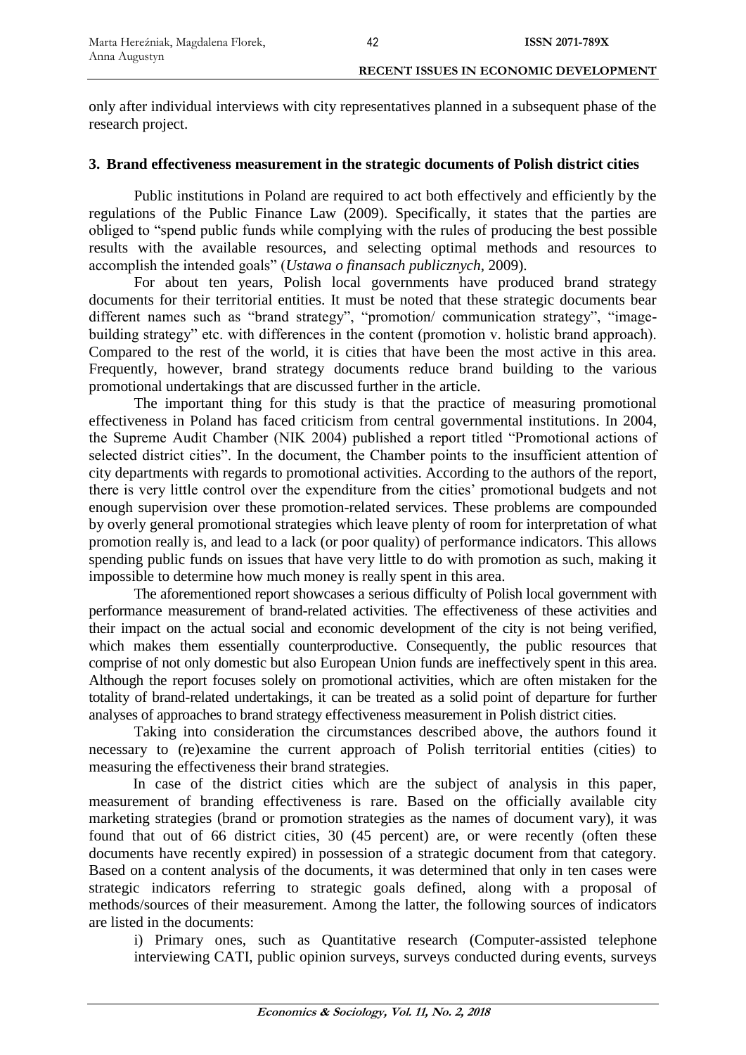only after individual interviews with city representatives planned in a subsequent phase of the research project.

## 3. Brand effectiveness measurement in the strategic documents of Polish district cities

Public institutions in Poland are required to act both effectively and efficiently by the regulations of the Public Finance Law (2009). Specifically, it states that the parties are obliged to "spend public funds while complying with the rules of producing the best possible results with the available resources, and selecting optimal methods and resources to accomplish the intended goals" (*Ustawa o finansach publicznych*, 2009).

For about ten years, Polish local governments have produced brand strategy documents for their territorial entities. It must be noted that these strategic documents bear different names such as "brand strategy", "promotion/ communication strategy", "image-building strategy" etc. with differences in the content (promotion v. holistic brand approach). Compared to the rest of the world, it is cities that have been the most active in this area. Frequently, however, brand strategy documents reduce brand building to the various promotional undertakings that are discussed further in the article.

The important thing for this study is that the practice of measuring promotional effectiveness in Poland has faced criticism from central governmental institutions. In 2004, the Supreme Audit Chamber (NIK 2004) published a report titled "Promotional actions of selected district cities". In the document, the Chamber points to the insufficient attention of city departments with regards to promotional activities. According to the authors of the report, there is very little control over the expenditure from the cities' promotional budgets and not enough supervision over these promotion-related services. These problems are compounded by overly general promotional strategies which leave plenty of room for interpretation of what promotion really is, and lead to a lack (or poor quality) of performance indicators. This allows spending public funds on issues that have very little to do with promotion as such, making it impossible to determine how much money is really spent in this area.

The aforementioned report showcases a serious difficulty of Polish local government with performance measurement of brand-related activities. The effectiveness of these activities and their impact on the actual social and economic development of the city is not being verified, which makes them essentially counterproductive. Consequently, the public resources that comprise of not only domestic but also European Union funds are ineffectively spent in this area. Although the report focuses solely on promotional activities, which are often mistaken for the totality of brand-related undertakings, it can be treated as a solid point of departure for further analyses of approaches to brand strategy effectiveness measurement in Polish district cities.

Taking into consideration the circumstances described above, the authors found it necessary to (re)examine the current approach of Polish territorial entities (cities) to measuring the effectiveness their brand strategies.

In case of the district cities which are the subject of analysis in this paper, measurement of branding effectiveness is rare. Based on the officially available city marketing strategies (brand or promotion strategies as the names of document vary), it was found that out of 66 district cities, 30 (45 percent) are, or were recently (often these documents have recently expired) in possession of a strategic document from that category. Based on a content analysis of the documents, it was determined that only in ten cases were strategic indicators referring to strategic goals defined, along with a proposal of methods/sources of their measurement. Among the latter, the following sources of indicators are listed in the documents:

i) Primary ones, such as Quantitative research (Computer-assisted telephone interviewing CATI, public opinion surveys, surveys conducted during events, surveys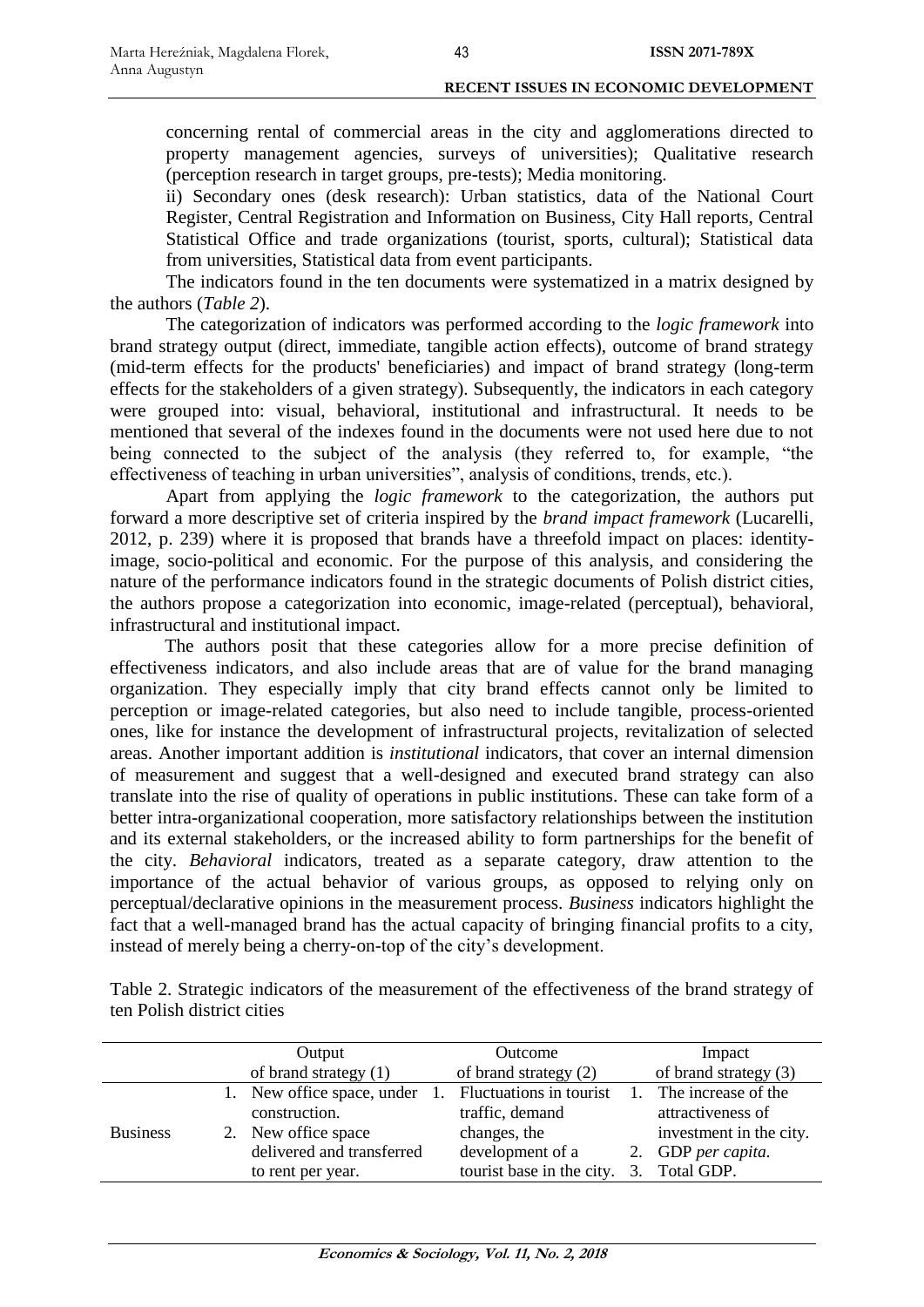concerning rental of commercial areas in the city and agglomerations directed to property management agencies, surveys of universities); Qualitative research (perception research in target groups, pre-tests); Media monitoring.

ii) Secondary ones (desk research): Urban statistics, data of the National Court Register, Central Registration and Information on Business, City Hall reports, Central Statistical Office and trade organizations (tourist, sports, cultural); Statistical data from universities, Statistical data from event participants.

The indicators found in the ten documents were systematized in a matrix designed by the authors (*Table 2*).

The categorization of indicators was performed according to the *logic framework* into brand strategy output (direct, immediate, tangible action effects), outcome of brand strategy (mid-term effects for the products' beneficiaries) and impact of brand strategy (long-term effects for the stakeholders of a given strategy). Subsequently, the indicators in each category were grouped into: visual, behavioral, institutional and infrastructural. It needs to be mentioned that several of the indexes found in the documents were not used here due to not being connected to the subject of the analysis (they referred to, for example, "the effectiveness of teaching in urban universities", analysis of conditions, trends, etc.).

Apart from applying the *logic framework* to the categorization, the authors put forward a more descriptive set of criteria inspired by the *brand impact framework* (Lucarelli, 2012, p. 239) where it is proposed that brands have a threefold impact on places: identity-image, socio-political and economic. For the purpose of this analysis, and considering the nature of the performance indicators found in the strategic documents of Polish district cities, the authors propose a categorization into economic, image-related (perceptual), behavioral, infrastructural and institutional impact.

The authors posit that these categories allow for a more precise definition of effectiveness indicators, and also include areas that are of value for the brand managing organization. They especially imply that city brand effects cannot only be limited to perception or image-related categories, but also need to include tangible, process-oriented ones, like for instance the development of infrastructural projects, revitalization of selected areas. Another important addition is *institutional* indicators, that cover an internal dimension of measurement and suggest that a well-designed and executed brand strategy can also translate into the rise of quality of operations in public institutions. These can take form of a better intra-organizational cooperation, more satisfactory relationships between the institution and its external stakeholders, or the increased ability to form partnerships for the benefit of the city. *Behavioral* indicators, treated as a separate category, draw attention to the importance of the actual behavior of various groups, as opposed to relying only on perceptual/declarative opinions in the measurement process. *Business* indicators highlight the fact that a well-managed brand has the actual capacity of bringing financial profits to a city, instead of merely being a cherry-on-top of the city's development.

Table 2. Strategic indicators of the measurement of the effectiveness of the brand strategy of ten Polish district cities

| | Output of brand strategy (1) | Outcome of brand strategy (2) | Impact of brand strategy (3) |
|---|---|---|---|
| Business | 1. New office space, under construction.<br>2. New office space delivered and transferred to rent per year. | 1. Fluctuations in tourist traffic, demand changes, the development of a tourist base in the city. | 1. The increase of the attractiveness of investment in the city.<br>2. GDP *per capita*.<br>3. Total GDP. |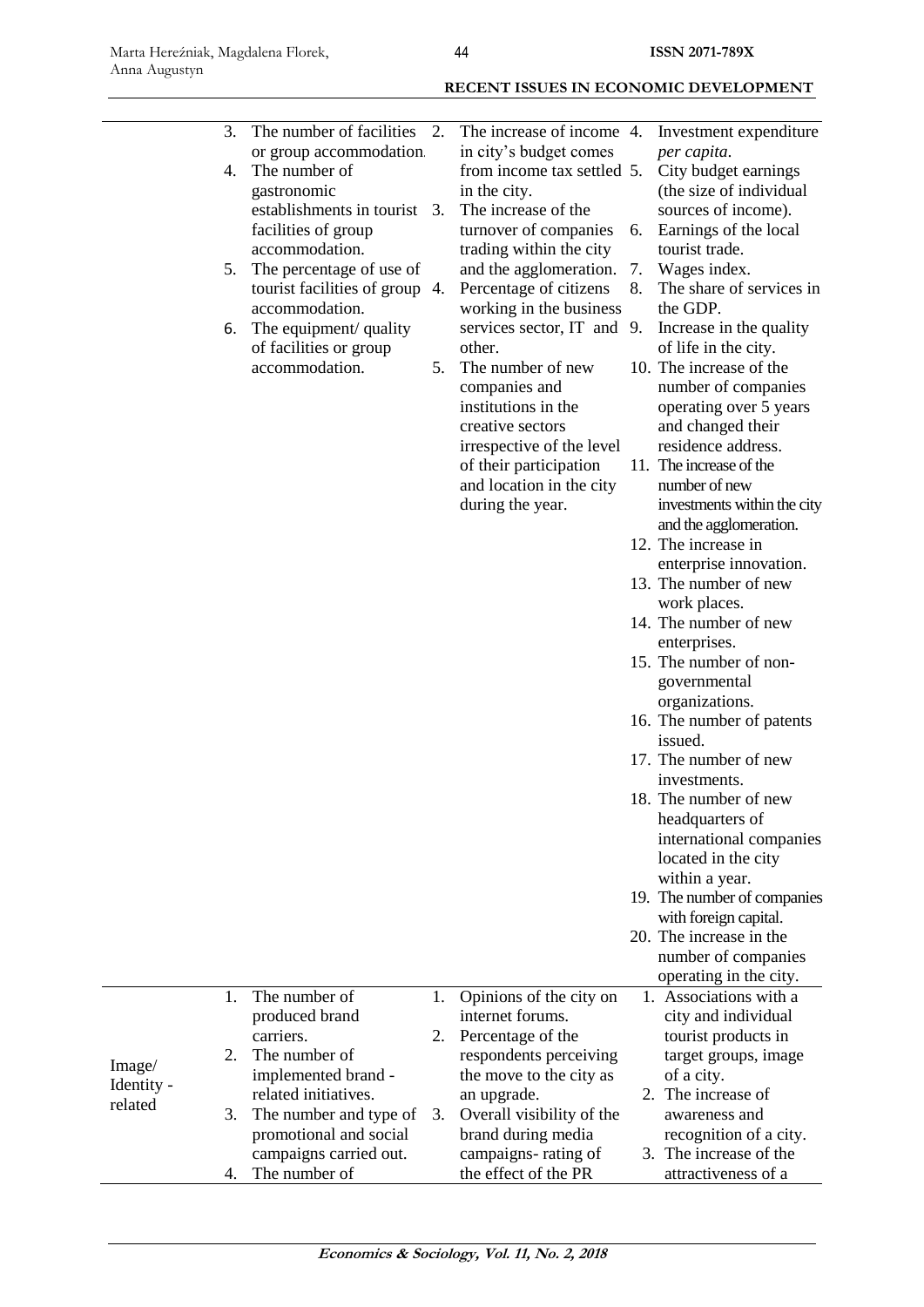| | | | |
|---|---|---|---|
| | 3. The number of facilities or group accommodation.<br>4. The number of gastronomic establishments in tourist facilities of group accommodation.<br>5. The percentage of use of tourist facilities of group accommodation.<br>6. The equipment/ quality of facilities or group accommodation. | 2. The increase of income in city's budget comes from income tax settled in the city.<br>3. The increase of the turnover of companies trading within the city and the agglomeration.<br>4. Percentage of citizens working in the business services sector, IT and other.<br>5. The number of new companies and institutions in the creative sectors irrespective of the level of their participation and location in the city during the year. | 4. Investment expenditure *per capita*.<br>5. City budget earnings (the size of individual sources of income).<br>6. Earnings of the local tourist trade.<br>7. Wages index.<br>8. The share of services in the GDP.<br>9. Increase in the quality of life in the city.<br>10. The increase of the number of companies operating over 5 years and changed their residence address.<br>11. The increase of the number of new investments within the city and the agglomeration.<br>12. The increase in enterprise innovation.<br>13. The number of new work places.<br>14. The number of new enterprises.<br>15. The number of non-governmental organizations.<br>16. The number of patents issued.<br>17. The number of new investments.<br>18. The number of new headquarters of international companies located in the city within a year.<br>19. The number of companies with foreign capital.<br>20. The increase in the number of companies operating in the city. |
| Image/ Identity - related | 1. The number of produced brand carriers.<br>2. The number of implemented brand - related initiatives.<br>3. The number and type of promotional and social campaigns carried out.<br>4. The number of | 1. Opinions of the city on internet forums.<br>2. Percentage of the respondents perceiving the move to the city as an upgrade.<br>3. Overall visibility of the brand during media campaigns- rating of the effect of the PR | 1. Associations with a city and individual tourist products in target groups, image of a city.<br>2. The increase of awareness and recognition of a city.<br>3. The increase of the attractiveness of a |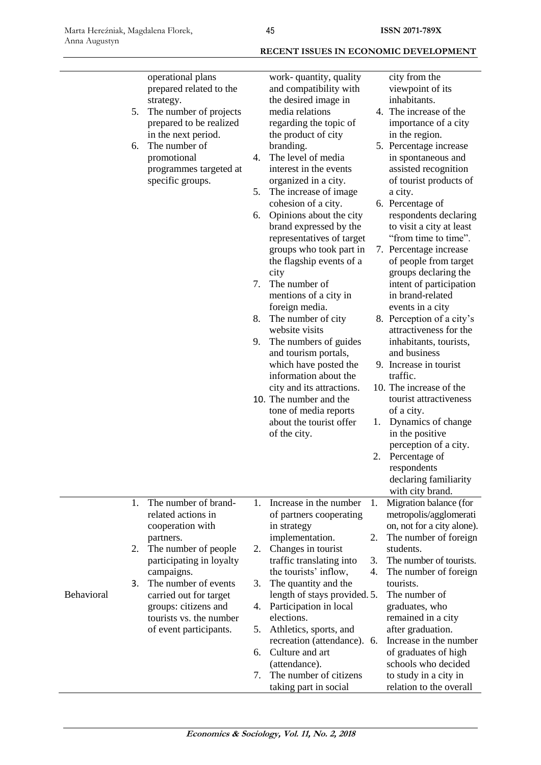| | | | |
|---|---|---|---|
| | operational plans prepared related to the strategy.<br>5. The number of projects prepared to be realized in the next period.<br>6. The number of promotional programmes targeted at specific groups. | work- quantity, quality and compatibility with the desired image in media relations regarding the topic of the product of city branding.<br>4. The level of media interest in the events organized in a city.<br>5. The increase of image cohesion of a city.<br>6. Opinions about the city brand expressed by the representatives of target groups who took part in the flagship events of a city<br>7. The number of mentions of a city in foreign media.<br>8. The number of city website visits<br>9. The numbers of guides and tourism portals, which have posted the information about the city and its attractions.<br>10. The number and the tone of media reports about the tourist offer of the city. | city from the viewpoint of its inhabitants.<br>4. The increase of the importance of a city in the region.<br>5. Percentage increase in spontaneous and assisted recognition of tourist products of a city.<br>6. Percentage of respondents declaring to visit a city at least "from time to time".<br>7. Percentage increase of people from target groups declaring the intent of participation in brand-related events in a city<br>8. Perception of a city's attractiveness for the inhabitants, tourists, and business<br>9. Increase in tourist traffic.<br>10. The increase of the tourist attractiveness of a city.<br>1. Dynamics of change in the positive perception of a city.<br>2. Percentage of respondents declaring familiarity with city brand. |
| Behavioral | 1. The number of brand-related actions in cooperation with partners.<br>2. The number of people participating in loyalty campaigns.<br>3. The number of events carried out for target groups: citizens and tourists vs. the number of event participants. | 1. Increase in the number of partners cooperating in strategy implementation.<br>2. Changes in tourist traffic translating into the tourists' inflow,<br>3. The quantity and the length of stays provided.<br>4. Participation in local elections.<br>5. Athletics, sports, and recreation (attendance).<br>6. Culture and art (attendance).<br>7. The number of citizens taking part in social | 1. Migration balance (for metropolis/agglomeration, not for a city alone).<br>2. The number of foreign students.<br>3. The number of tourists.<br>4. The number of foreign tourists.<br>5. The number of graduates, who remained in a city after graduation.<br>6. Increase in the number of graduates of high schools who decided to study in a city in relation to the overall |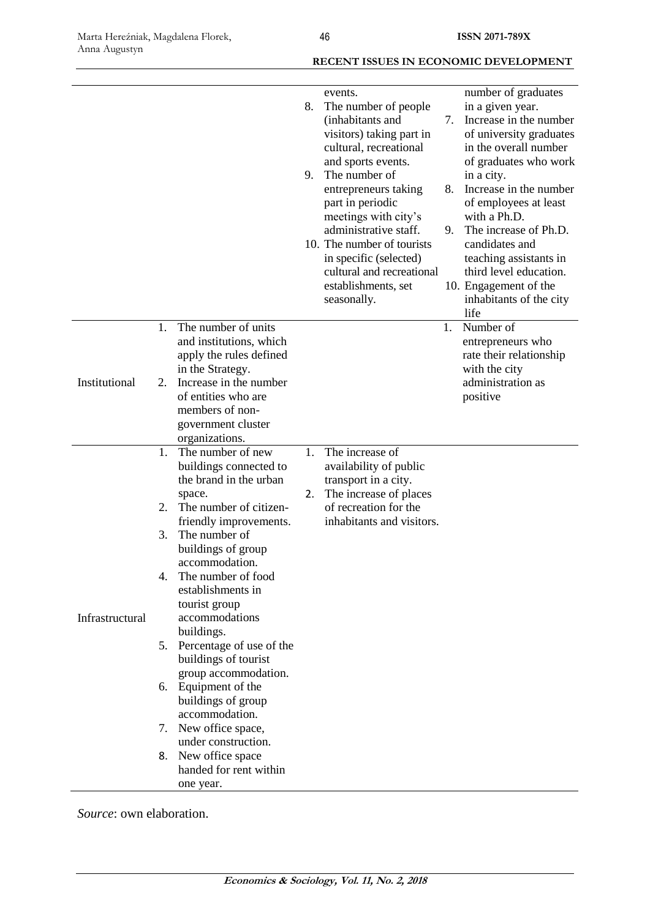| | | | |
|---|---|---|---|
| | | events.<br>8. The number of people (inhabitants and visitors) taking part in cultural, recreational and sports events.<br>9. The number of entrepreneurs taking part in periodic meetings with city's administrative staff.<br>10. The number of tourists in specific (selected) cultural and recreational establishments, set seasonally. | number of graduates in a given year.<br>7. Increase in the number of university graduates in the overall number of graduates who work in a city.<br>8. Increase in the number of employees at least with a Ph.D.<br>9. The increase of Ph.D. candidates and teaching assistants in third level education.<br>10. Engagement of the inhabitants of the city life |
| Institutional | 1. The number of units and institutions, which apply the rules defined in the Strategy.<br>2. Increase in the number of entities who are members of non-government cluster organizations. | | 1. Number of entrepreneurs who rate their relationship with the city administration as positive |
| Infrastructural | 1. The number of new buildings connected to the brand in the urban space.<br>2. The number of citizen-friendly improvements.<br>3. The number of buildings of group accommodation.<br>4. The number of food establishments in tourist group accommodations buildings.<br>5. Percentage of use of the buildings of tourist group accommodation.<br>6. Equipment of the buildings of group accommodation.<br>7. New office space, under construction.<br>8. New office space handed for rent within one year. | 1. The increase of availability of public transport in a city.<br>2. The increase of places of recreation for the inhabitants and visitors. | |

*Source*: own elaboration.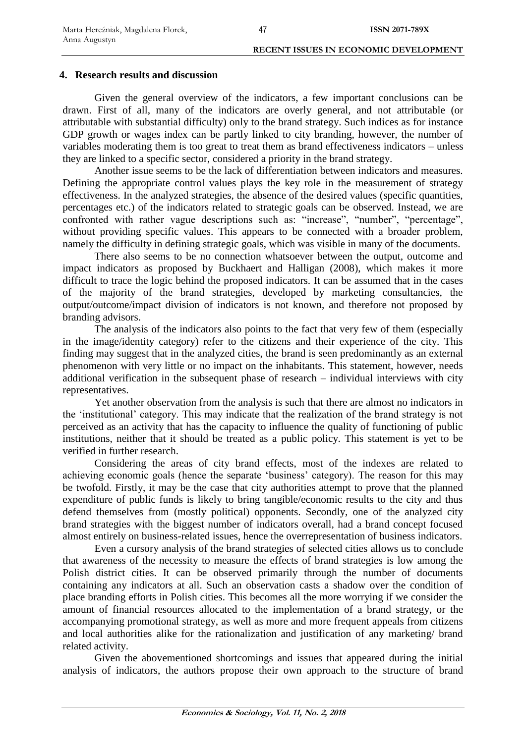## 4. Research results and discussion

Given the general overview of the indicators, a few important conclusions can be drawn. First of all, many of the indicators are overly general, and not attributable (or attributable with substantial difficulty) only to the brand strategy. Such indices as for instance GDP growth or wages index can be partly linked to city branding, however, the number of variables moderating them is too great to treat them as brand effectiveness indicators – unless they are linked to a specific sector, considered a priority in the brand strategy.

Another issue seems to be the lack of differentiation between indicators and measures. Defining the appropriate control values plays the key role in the measurement of strategy effectiveness. In the analyzed strategies, the absence of the desired values (specific quantities, percentages etc.) of the indicators related to strategic goals can be observed. Instead, we are confronted with rather vague descriptions such as: "increase", "number", "percentage", without providing specific values. This appears to be connected with a broader problem, namely the difficulty in defining strategic goals, which was visible in many of the documents.

There also seems to be no connection whatsoever between the output, outcome and impact indicators as proposed by Buckhaert and Halligan (2008), which makes it more difficult to trace the logic behind the proposed indicators. It can be assumed that in the cases of the majority of the brand strategies, developed by marketing consultancies, the output/outcome/impact division of indicators is not known, and therefore not proposed by branding advisors.

The analysis of the indicators also points to the fact that very few of them (especially in the image/identity category) refer to the citizens and their experience of the city. This finding may suggest that in the analyzed cities, the brand is seen predominantly as an external phenomenon with very little or no impact on the inhabitants. This statement, however, needs additional verification in the subsequent phase of research – individual interviews with city representatives.

Yet another observation from the analysis is such that there are almost no indicators in the 'institutional' category. This may indicate that the realization of the brand strategy is not perceived as an activity that has the capacity to influence the quality of functioning of public institutions, neither that it should be treated as a public policy. This statement is yet to be verified in further research.

Considering the areas of city brand effects, most of the indexes are related to achieving economic goals (hence the separate 'business' category). The reason for this may be twofold. Firstly, it may be the case that city authorities attempt to prove that the planned expenditure of public funds is likely to bring tangible/economic results to the city and thus defend themselves from (mostly political) opponents. Secondly, one of the analyzed city brand strategies with the biggest number of indicators overall, had a brand concept focused almost entirely on business-related issues, hence the overrepresentation of business indicators.

Even a cursory analysis of the brand strategies of selected cities allows us to conclude that awareness of the necessity to measure the effects of brand strategies is low among the Polish district cities. It can be observed primarily through the number of documents containing any indicators at all. Such an observation casts a shadow over the condition of place branding efforts in Polish cities. This becomes all the more worrying if we consider the amount of financial resources allocated to the implementation of a brand strategy, or the accompanying promotional strategy, as well as more and more frequent appeals from citizens and local authorities alike for the rationalization and justification of any marketing/ brand related activity.

Given the abovementioned shortcomings and issues that appeared during the initial analysis of indicators, the authors propose their own approach to the structure of brand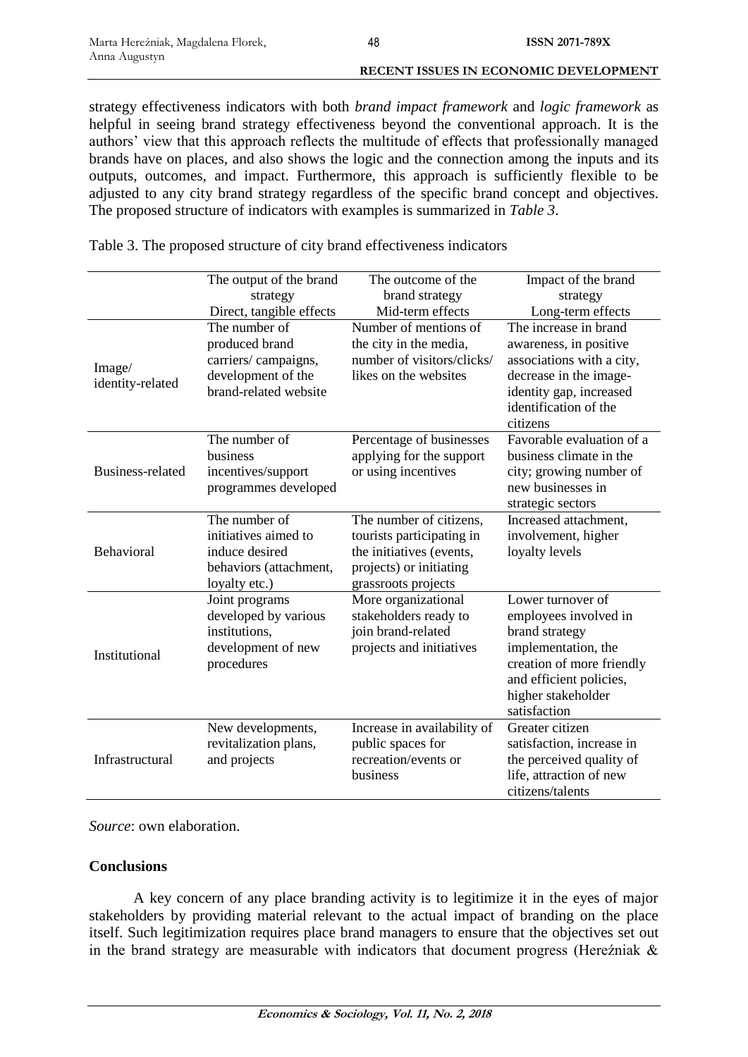strategy effectiveness indicators with both *brand impact framework* and *logic framework* as helpful in seeing brand strategy effectiveness beyond the conventional approach. It is the authors' view that this approach reflects the multitude of effects that professionally managed brands have on places, and also shows the logic and the connection among the inputs and its outputs, outcomes, and impact. Furthermore, this approach is sufficiently flexible to be adjusted to any city brand strategy regardless of the specific brand concept and objectives. The proposed structure of indicators with examples is summarized in *Table 3*.

Table 3. The proposed structure of city brand effectiveness indicators

| | The output of the brand strategy<br>Direct, tangible effects | The outcome of the brand strategy<br>Mid-term effects | Impact of the brand strategy<br>Long-term effects |
|---|---|---|---|
| Image/ identity-related | The number of produced brand carriers/ campaigns, development of the brand-related website | Number of mentions of the city in the media, number of visitors/clicks/ likes on the websites | The increase in brand awareness, in positive associations with a city, decrease in the image-identity gap, increased identification of the citizens |
| Business-related | The number of business incentives/support programmes developed | Percentage of businesses applying for the support or using incentives | Favorable evaluation of a business climate in the city; growing number of new businesses in strategic sectors |
| Behavioral | The number of initiatives aimed to induce desired behaviors (attachment, loyalty etc.) | The number of citizens, tourists participating in the initiatives (events, projects) or initiating grassroots projects | Increased attachment, involvement, higher loyalty levels |
| Institutional | Joint programs developed by various institutions, development of new procedures | More organizational stakeholders ready to join brand-related projects and initiatives | Lower turnover of employees involved in brand strategy implementation, the creation of more friendly and efficient policies, higher stakeholder satisfaction |
| Infrastructural | New developments, revitalization plans, and projects | Increase in availability of public spaces for recreation/events or business | Greater citizen satisfaction, increase in the perceived quality of life, attraction of new citizens/talents |

*Source*: own elaboration.

## Conclusions

A key concern of any place branding activity is to legitimize it in the eyes of major stakeholders by providing material relevant to the actual impact of branding on the place itself. Such legitimization requires place brand managers to ensure that the objectives set out in the brand strategy are measurable with indicators that document progress (Hereźniak &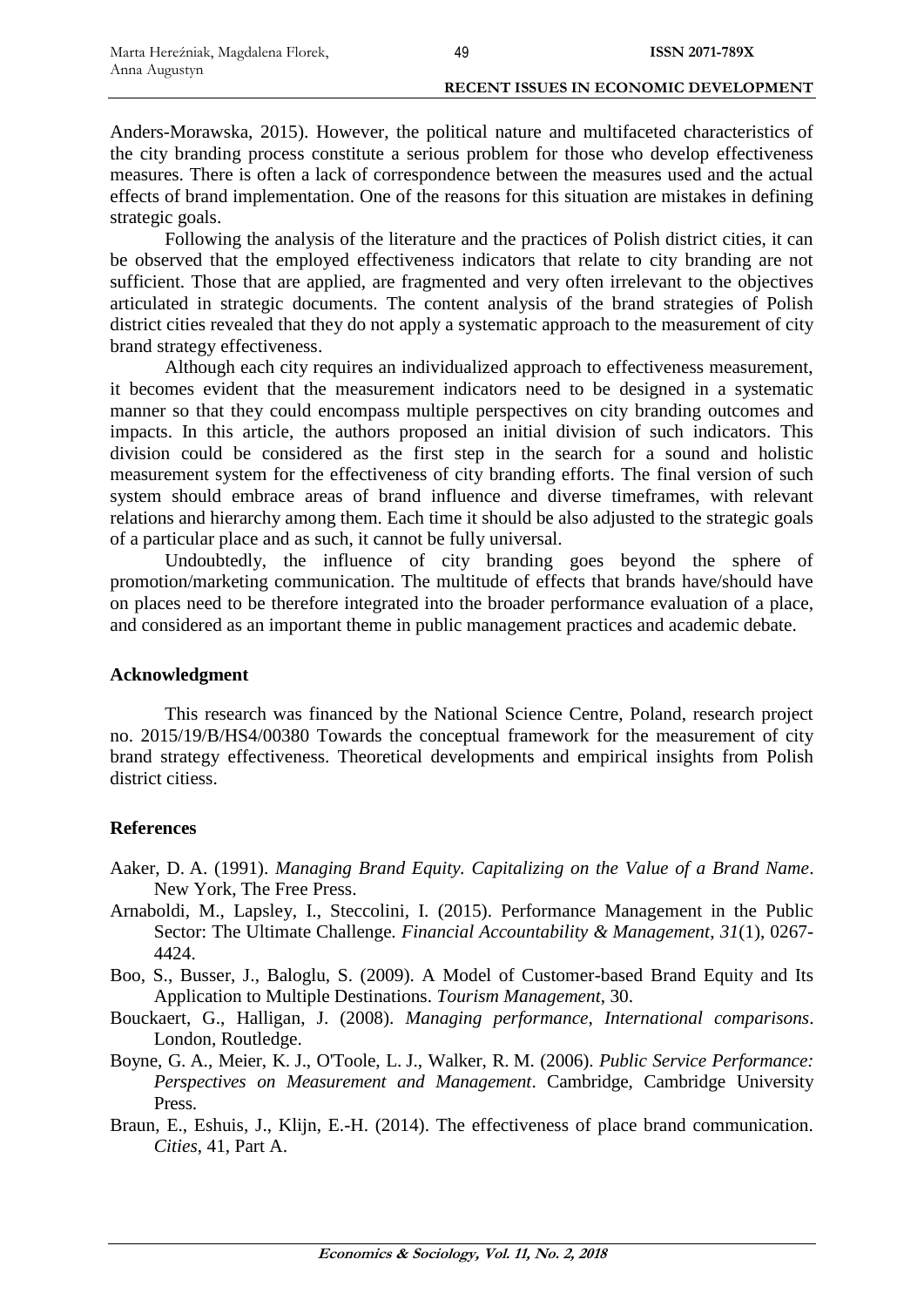Anders-Morawska, 2015). However, the political nature and multifaceted characteristics of the city branding process constitute a serious problem for those who develop effectiveness measures. There is often a lack of correspondence between the measures used and the actual effects of brand implementation. One of the reasons for this situation are mistakes in defining strategic goals.

Following the analysis of the literature and the practices of Polish district cities, it can be observed that the employed effectiveness indicators that relate to city branding are not sufficient. Those that are applied, are fragmented and very often irrelevant to the objectives articulated in strategic documents. The content analysis of the brand strategies of Polish district cities revealed that they do not apply a systematic approach to the measurement of city brand strategy effectiveness.

Although each city requires an individualized approach to effectiveness measurement, it becomes evident that the measurement indicators need to be designed in a systematic manner so that they could encompass multiple perspectives on city branding outcomes and impacts. In this article, the authors proposed an initial division of such indicators. This division could be considered as the first step in the search for a sound and holistic measurement system for the effectiveness of city branding efforts. The final version of such system should embrace areas of brand influence and diverse timeframes, with relevant relations and hierarchy among them. Each time it should be also adjusted to the strategic goals of a particular place and as such, it cannot be fully universal.

Undoubtedly, the influence of city branding goes beyond the sphere of promotion/marketing communication. The multitude of effects that brands have/should have on places need to be therefore integrated into the broader performance evaluation of a place, and considered as an important theme in public management practices and academic debate.

## Acknowledgment

This research was financed by the National Science Centre, Poland, research project no. 2015/19/B/HS4/00380 Towards the conceptual framework for the measurement of city brand strategy effectiveness. Theoretical developments and empirical insights from Polish district citiess.

## References

Aaker, D. A. (1991). *Managing Brand Equity. Capitalizing on the Value of a Brand Name*. New York, The Free Press.

Arnaboldi, M., Lapsley, I., Steccolini, I. (2015). Performance Management in the Public Sector: The Ultimate Challenge. *Financial Accountability & Management*, *31*(1), 0267-4424.

Boo, S., Busser, J., Baloglu, S. (2009). A Model of Customer-based Brand Equity and Its Application to Multiple Destinations. *Tourism Management*, 30.

Bouckaert, G., Halligan, J. (2008). *Managing performance, International comparisons*. London, Routledge.

Boyne, G. A., Meier, K. J., O'Toole, L. J., Walker, R. M. (2006). *Public Service Performance: Perspectives on Measurement and Management*. Cambridge, Cambridge University Press.

Braun, E., Eshuis, J., Klijn, E.-H. (2014). The effectiveness of place brand communication. *Cities*, 41, Part A.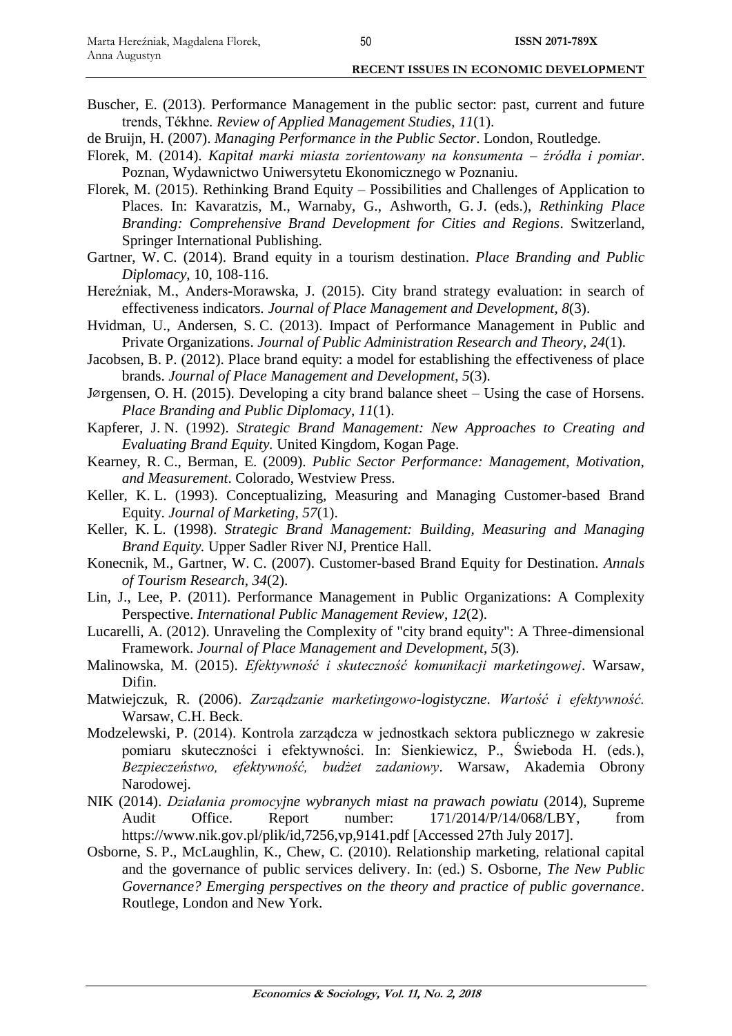Buscher, E. (2013). Performance Management in the public sector: past, current and future trends, Tékhne. *Review of Applied Management Studies*, *11*(1).

de Bruijn, H. (2007). *Managing Performance in the Public Sector*. London, Routledge.

Florek, M. (2014). *Kapitał marki miasta zorientowany na konsumenta – źródła i pomiar*. Poznan, Wydawnictwo Uniwersytetu Ekonomicznego w Poznaniu.

Florek, M. (2015). Rethinking Brand Equity – Possibilities and Challenges of Application to Places. In: Kavaratzis, M., Warnaby, G., Ashworth, G. J. (eds.), *Rethinking Place Branding: Comprehensive Brand Development for Cities and Regions*. Switzerland, Springer International Publishing.

Gartner, W. C. (2014). Brand equity in a tourism destination. *Place Branding and Public Diplomacy*, 10, 108-116.

Hereźniak, M., Anders-Morawska, J. (2015). City brand strategy evaluation: in search of effectiveness indicators. *Journal of Place Management and Development*, *8*(3).

Hvidman, U., Andersen, S. C. (2013). Impact of Performance Management in Public and Private Organizations. *Journal of Public Administration Research and Theory*, *24*(1).

Jacobsen, B. P. (2012). Place brand equity: a model for establishing the effectiveness of place brands. *Journal of Place Management and Development*, *5*(3).

Jørgensen, O. H. (2015). Developing a city brand balance sheet – Using the case of Horsens. *Place Branding and Public Diplomacy*, *11*(1).

Kapferer, J. N. (1992). *Strategic Brand Management: New Approaches to Creating and Evaluating Brand Equity.* United Kingdom, Kogan Page.

Kearney, R. C., Berman, E. (2009). *Public Sector Performance: Management, Motivation, and Measurement*. Colorado, Westview Press.

Keller, K. L. (1993). Conceptualizing, Measuring and Managing Customer-based Brand Equity. *Journal of Marketing*, *57*(1).

Keller, K. L. (1998). *Strategic Brand Management: Building, Measuring and Managing Brand Equity.* Upper Sadler River NJ, Prentice Hall.

Konecnik, M., Gartner, W. C. (2007). Customer-based Brand Equity for Destination. *Annals of Tourism Research*, *34*(2).

Lin, J., Lee, P. (2011). Performance Management in Public Organizations: A Complexity Perspective. *International Public Management Review*, *12*(2).

Lucarelli, A. (2012). Unraveling the Complexity of "city brand equity": A Three-dimensional Framework. *Journal of Place Management and Development*, *5*(3).

Malinowska, M. (2015). *Efektywność i skuteczność komunikacji marketingowej*. Warsaw, Difin.

Matwiejczuk, R. (2006). *Zarządzanie marketingowo-logistyczne*. *Wartość i efektywność.* Warsaw, C.H. Beck.

Modzelewski, P. (2014). Kontrola zarządcza w jednostkach sektora publicznego w zakresie pomiaru skuteczności i efektywności. In: Sienkiewicz, P., Świeboda H. (eds.), *Bezpieczeństwo, efektywność, budżet zadaniowy*. Warsaw, Akademia Obrony Narodowej.

NIK (2014). *Działania promocyjne wybranych miast na prawach powiatu* (2014), Supreme Audit Office. Report number: 171/2014/P/14/068/LBY, from https://www.nik.gov.pl/plik/id,7256,vp,9141.pdf [Accessed 27th July 2017].

Osborne, S. P., McLaughlin, K., Chew, C. (2010). Relationship marketing, relational capital and the governance of public services delivery. In: (ed.) S. Osborne, *The New Public Governance? Emerging perspectives on the theory and practice of public governance*. Routlege, London and New York.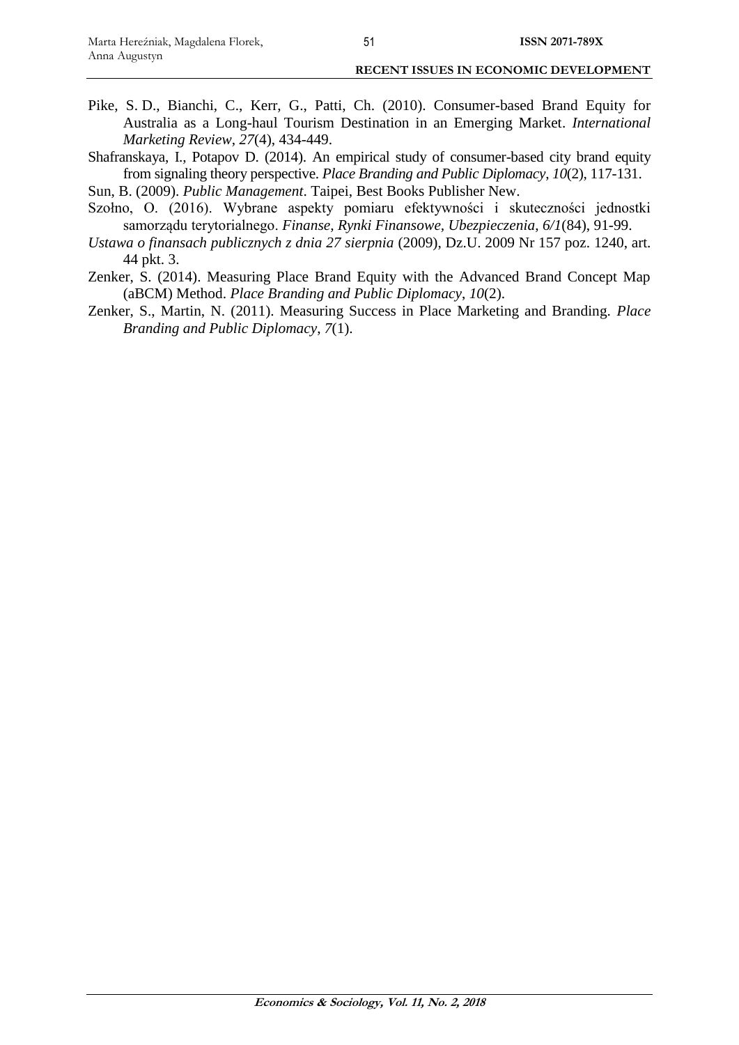Pike, S. D., Bianchi, C., Kerr, G., Patti, Ch. (2010). Consumer-based Brand Equity for Australia as a Long-haul Tourism Destination in an Emerging Market. *International Marketing Review*, *27*(4), 434-449.

Shafranskaya, I., Potapov D. (2014). An empirical study of consumer-based city brand equity from signaling theory perspective. *Place Branding and Public Diplomacy*, *10*(2), 117-131.

Sun, B. (2009). *Public Management*. Taipei, Best Books Publisher New.

Szołno, O. (2016). Wybrane aspekty pomiaru efektywności i skuteczności jednostki samorządu terytorialnego. *Finanse, Rynki Finansowe, Ubezpieczenia*, *6/1*(84), 91-99.

*Ustawa o finansach publicznych z dnia 27 sierpnia* (2009), Dz.U. 2009 Nr 157 poz. 1240, art. 44 pkt. 3.

Zenker, S. (2014). Measuring Place Brand Equity with the Advanced Brand Concept Map (aBCM) Method. *Place Branding and Public Diplomacy*, *10*(2).

Zenker, S., Martin, N. (2011). Measuring Success in Place Marketing and Branding. *Place Branding and Public Diplomacy*, *7*(1).